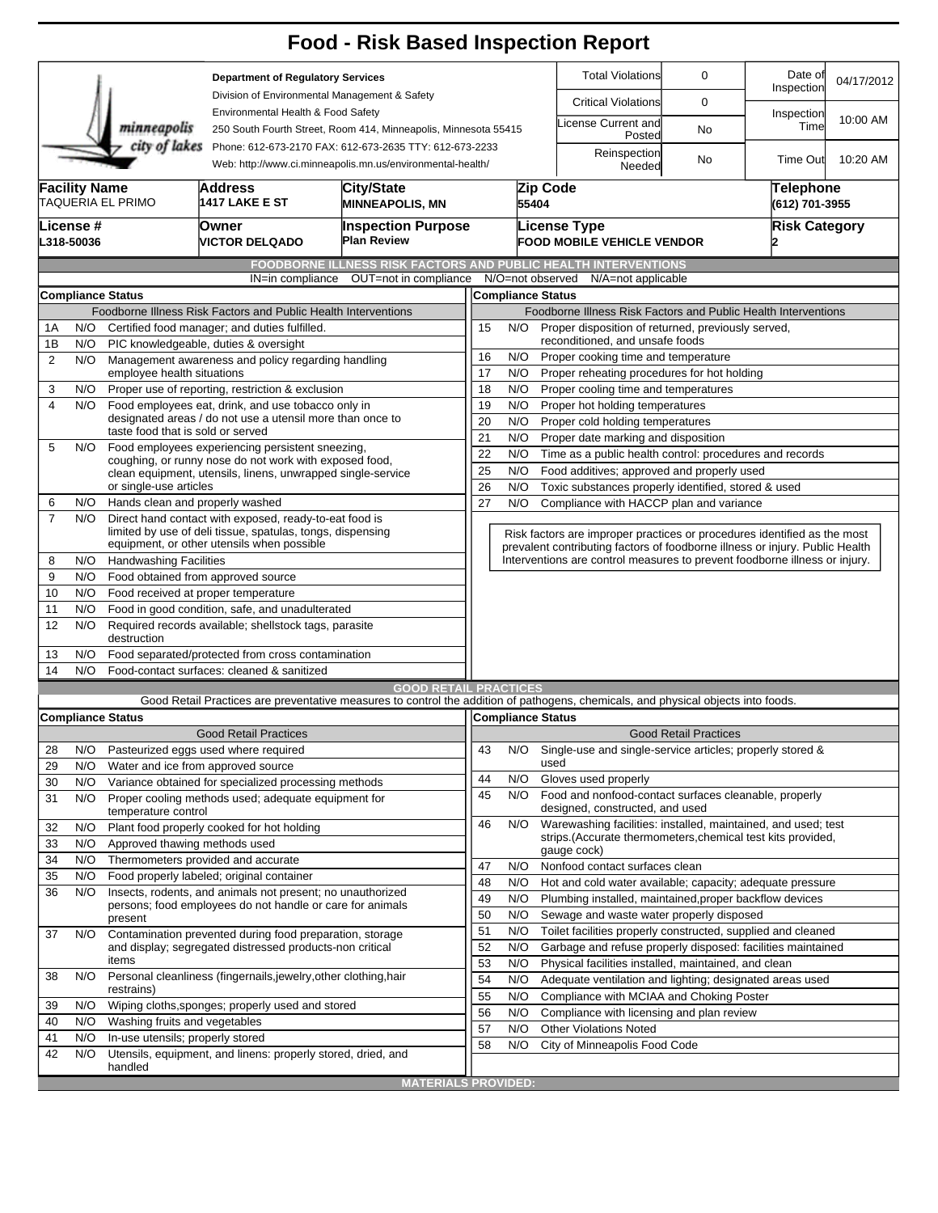# Food - Risk Based Inspection Report

minneapolis city of lakes

**Department of Regulatory Services**
Division of Environmental Management & Safety
Environmental Health & Food Safety
250 South Fourth Street, Room 414, Minneapolis, Minnesota 55415
Phone: 612-673-2170 FAX: 612-673-2635 TTY: 612-673-2233
Web: http://www.ci.minneapolis.mn.us/environmental-health/

| | | | |
|---|---|---|---|
| Total Violations | 0 | Date of Inspection | 04/17/2012 |
| Critical Violations | 0 | Inspection Time | 10:00 AM |
| License Current and Posted | No | | |
| Reinspection Needed | No | Time Out | 10:20 AM |

| Facility Name | Address | City/State | Zip Code | Telephone |
|---|---|---|---|---|
| TAQUERIA EL PRIMO | 1417 LAKE E ST | MINNEAPOLIS, MN | 55404 | (612) 701-3955 |

| License # | Owner | Inspection Purpose | License Type | Risk Category |
|---|---|---|---|---|
| L318-50036 | VICTOR DELQADO | Plan Review | FOOD MOBILE VEHICLE VENDOR | 2 |

## FOODBORNE ILLNESS RISK FACTORS AND PUBLIC HEALTH INTERVENTIONS

IN=in compliance OUT=not in compliance N/O=not observed N/A=not applicable

**Compliance Status** — Foodborne Illness Risk Factors and Public Health Interventions

| # | Status | Item |
|---|---|---|
| 1A | N/O | Certified food manager; and duties fulfilled. |
| 1B | N/O | PIC knowledgeable, duties & oversight |
| 2 | N/O | Management awareness and policy regarding handling employee health situations |
| 3 | N/O | Proper use of reporting, restriction & exclusion |
| 4 | N/O | Food employees eat, drink, and use tobacco only in designated areas / do not use a utensil more than once to taste food that is sold or served |
| 5 | N/O | Food employees experiencing persistent sneezing, coughing, or runny nose do not work with exposed food, clean equipment, utensils, linens, unwrapped single-service or single-use articles |
| 6 | N/O | Hands clean and properly washed |
| 7 | N/O | Direct hand contact with exposed, ready-to-eat food is limited by use of deli tissue, spatulas, tongs, dispensing equipment, or other utensils when possible |
| 8 | N/O | Handwashing Facilities |
| 9 | N/O | Food obtained from approved source |
| 10 | N/O | Food received at proper temperature |
| 11 | N/O | Food in good condition, safe, and unadulterated |
| 12 | N/O | Required records available; shellstock tags, parasite destruction |
| 13 | N/O | Food separated/protected from cross contamination |
| 14 | N/O | Food-contact surfaces: cleaned & sanitized |
| 15 | N/O | Proper disposition of returned, previously served, reconditioned, and unsafe foods |
| 16 | N/O | Proper cooking time and temperature |
| 17 | N/O | Proper reheating procedures for hot holding |
| 18 | N/O | Proper cooling time and temperatures |
| 19 | N/O | Proper hot holding temperatures |
| 20 | N/O | Proper cold holding temperatures |
| 21 | N/O | Proper date marking and disposition |
| 22 | N/O | Time as a public health control: procedures and records |
| 25 | N/O | Food additives; approved and properly used |
| 26 | N/O | Toxic substances properly identified, stored & used |
| 27 | N/O | Compliance with HACCP plan and variance |

Risk factors are improper practices or procedures identified as the most prevalent contributing factors of foodborne illness or injury. Public Health Interventions are control measures to prevent foodborne illness or injury.

## GOOD RETAIL PRACTICES

Good Retail Practices are preventative measures to control the addition of pathogens, chemicals, and physical objects into foods.

**Compliance Status** — Good Retail Practices

| # | Status | Item |
|---|---|---|
| 28 | N/O | Pasteurized eggs used where required |
| 29 | N/O | Water and ice from approved source |
| 30 | N/O | Variance obtained for specialized processing methods |
| 31 | N/O | Proper cooling methods used; adequate equipment for temperature control |
| 32 | N/O | Plant food properly cooked for hot holding |
| 33 | N/O | Approved thawing methods used |
| 34 | N/O | Thermometers provided and accurate |
| 35 | N/O | Food properly labeled; original container |
| 36 | N/O | Insects, rodents, and animals not present; no unauthorized persons; food employees do not handle or care for animals present |
| 37 | N/O | Contamination prevented during food preparation, storage and display; segregated distressed products-non critical items |
| 38 | N/O | Personal cleanliness (fingernails,jewelry,other clothing,hair restrains) |
| 39 | N/O | Wiping cloths,sponges; properly used and stored |
| 40 | N/O | Washing fruits and vegetables |
| 41 | N/O | In-use utensils; properly stored |
| 42 | N/O | Utensils, equipment, and linens: properly stored, dried, and handled |
| 43 | N/O | Single-use and single-service articles; properly stored & used |
| 44 | N/O | Gloves used properly |
| 45 | N/O | Food and nonfood-contact surfaces cleanable, properly designed, constructed, and used |
| 46 | N/O | Warewashing facilities: installed, maintained, and used; test strips.(Accurate thermometers,chemical test kits provided, gauge cock) |
| 47 | N/O | Nonfood contact surfaces clean |
| 48 | N/O | Hot and cold water available; capacity; adequate pressure |
| 49 | N/O | Plumbing installed, maintained,proper backflow devices |
| 50 | N/O | Sewage and waste water properly disposed |
| 51 | N/O | Toilet facilities properly constructed, supplied and cleaned |
| 52 | N/O | Garbage and refuse properly disposed: facilities maintained |
| 53 | N/O | Physical facilities installed, maintained, and clean |
| 54 | N/O | Adequate ventilation and lighting; designated areas used |
| 55 | N/O | Compliance with MCIAA and Choking Poster |
| 56 | N/O | Compliance with licensing and plan review |
| 57 | N/O | Other Violations Noted |
| 58 | N/O | City of Minneapolis Food Code |

## MATERIALS PROVIDED: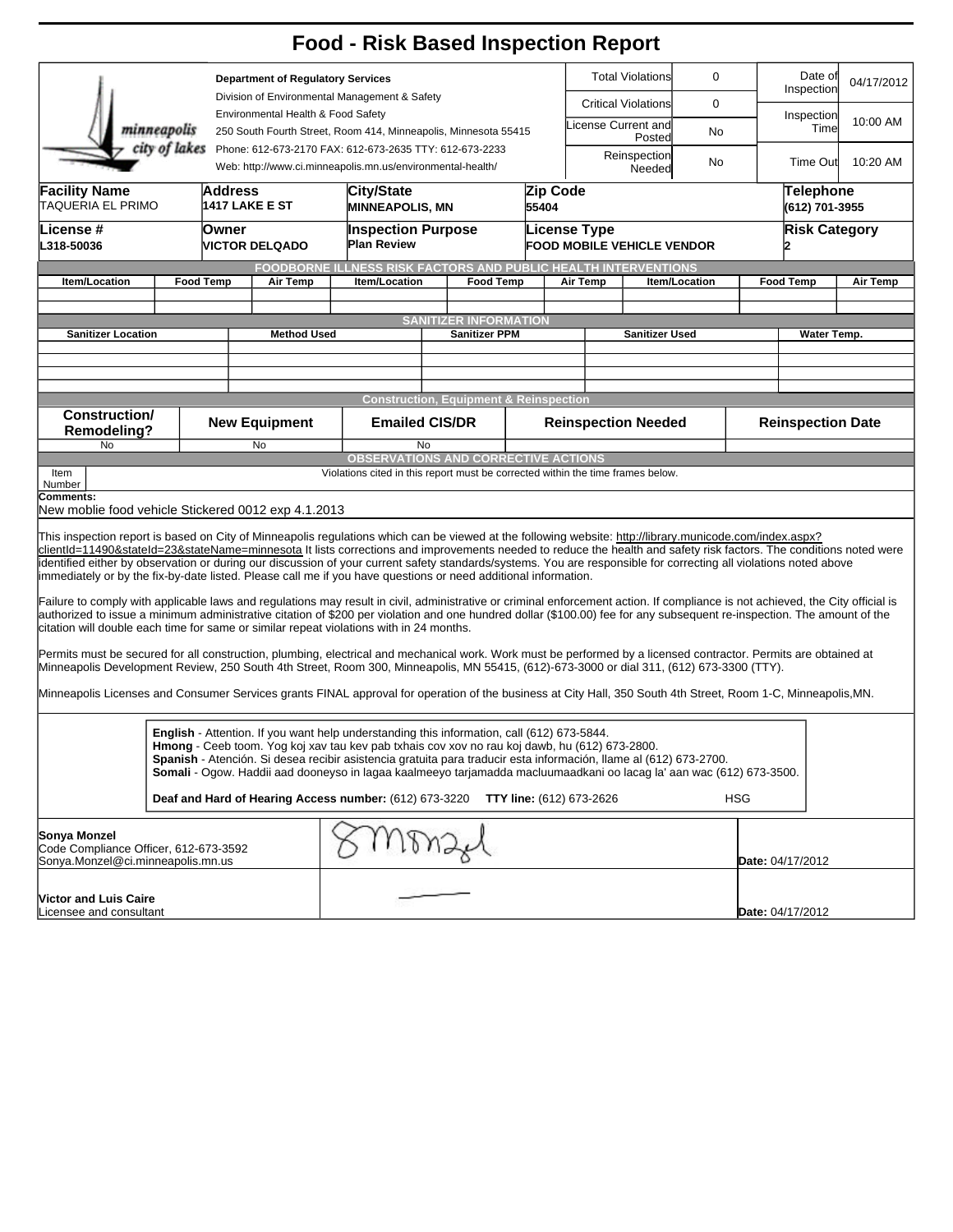# Food - Risk Based Inspection Report

| | | | | | |
|---|---|---|---|---|---|
| Department of Regulatory Services<br>Division of Environmental Management & Safety<br>Environmental Health & Food Safety<br>250 South Fourth Street, Room 414, Minneapolis, Minnesota 55415<br>Phone: 612-673-2170 FAX: 612-673-2635 TTY: 612-673-2233<br>Web: http://www.ci.minneapolis.mn.us/environmental-health/ | Total Violations | 0 | | Date of Inspection | 04/17/2012 |
| | Critical Violations | 0 | | Inspection Time | 10:00 AM |
| | License Current and Posted | No | | | |
| | Reinspection Needed | No | | Time Out | 10:20 AM |

| Facility Name | Address | City/State | Zip Code | Telephone |
|---|---|---|---|---|
| TAQUERIA EL PRIMO | 1417 LAKE E ST | MINNEAPOLIS, MN | 55404 | (612) 701-3955 |

| License # | Owner | Inspection Purpose | License Type | Risk Category |
|---|---|---|---|---|
| L318-50036 | VICTOR DELQADO | Plan Review | FOOD MOBILE VEHICLE VENDOR | 2 |

## FOODBORNE ILLNESS RISK FACTORS AND PUBLIC HEALTH INTERVENTIONS

| Item/Location | Food Temp | Air Temp | Item/Location | Food Temp | Air Temp | Item/Location | Food Temp | Air Temp |
|---|---|---|---|---|---|---|---|---|
| | | | | | | | | |

## SANITIZER INFORMATION

| Sanitizer Location | Method Used | Sanitizer PPM | Sanitizer Used | Water Temp. |
|---|---|---|---|---|
| | | | | |

## Construction, Equipment & Reinspection

| Construction/ Remodeling? | New Equipment | Emailed CIS/DR | Reinspection Needed | Reinspection Date |
|---|---|---|---|---|
| No | No | No | | |

## OBSERVATIONS AND CORRECTIVE ACTIONS

| Item Number | Violations cited in this report must be corrected within the time frames below. |
|---|---|

**Comments:**
New moblie food vehicle Stickered 0012 exp 4.1.2013

This inspection report is based on City of Minneapolis regulations which can be viewed at the following website: http://library.municode.com/index.aspx?clientId=11490&stateId=23&stateName=minnesota It lists corrections and improvements needed to reduce the health and safety risk factors. The conditions noted were identified either by observation or during our discussion of your current safety standards/systems. You are responsible for correcting all violations noted above immediately or by the fix-by-date listed. Please call me if you have questions or need additional information.

Failure to comply with applicable laws and regulations may result in civil, administrative or criminal enforcement action. If compliance is not achieved, the City official is authorized to issue a minimum administrative citation of $200 per violation and one hundred dollar ($100.00) fee for any subsequent re-inspection. The amount of the citation will double each time for same or similar repeat violations with in 24 months.

Permits must be secured for all construction, plumbing, electrical and mechanical work. Work must be performed by a licensed contractor. Permits are obtained at Minneapolis Development Review, 250 South 4th Street, Room 300, Minneapolis, MN 55415, (612)-673-3000 or dial 311, (612) 673-3300 (TTY).

Minneapolis Licenses and Consumer Services grants FINAL approval for operation of the business at City Hall, 350 South 4th Street, Room 1-C, Minneapolis,MN.

**English** - Attention. If you want help understanding this information, call (612) 673-5844.
**Hmong** - Ceeb toom. Yog koj xav tau kev pab txhais cov xov no rau koj dawb, hu (612) 673-2800.
**Spanish** - Atención. Si desea recibir asistencia gratuita para traducir esta información, llame al (612) 673-2700.
**Somali** - Ogow. Haddii aad dooneyso in lagaa kaalmeeyo tarjamadda macluumaadkani oo lacag la' aan wac (612) 673-3500.

**Deaf and Hard of Hearing Access number:** (612) 673-3220 **TTY line:** (612) 673-2626 HSG

**Sonya Monzel**
Code Compliance Officer, 612-673-3592
Sonya.Monzel@ci.minneapolis.mn.us
SMonzel
**Date:** 04/17/2012

**Victor and Luis Caire**
Licensee and consultant
**Date:** 04/17/2012